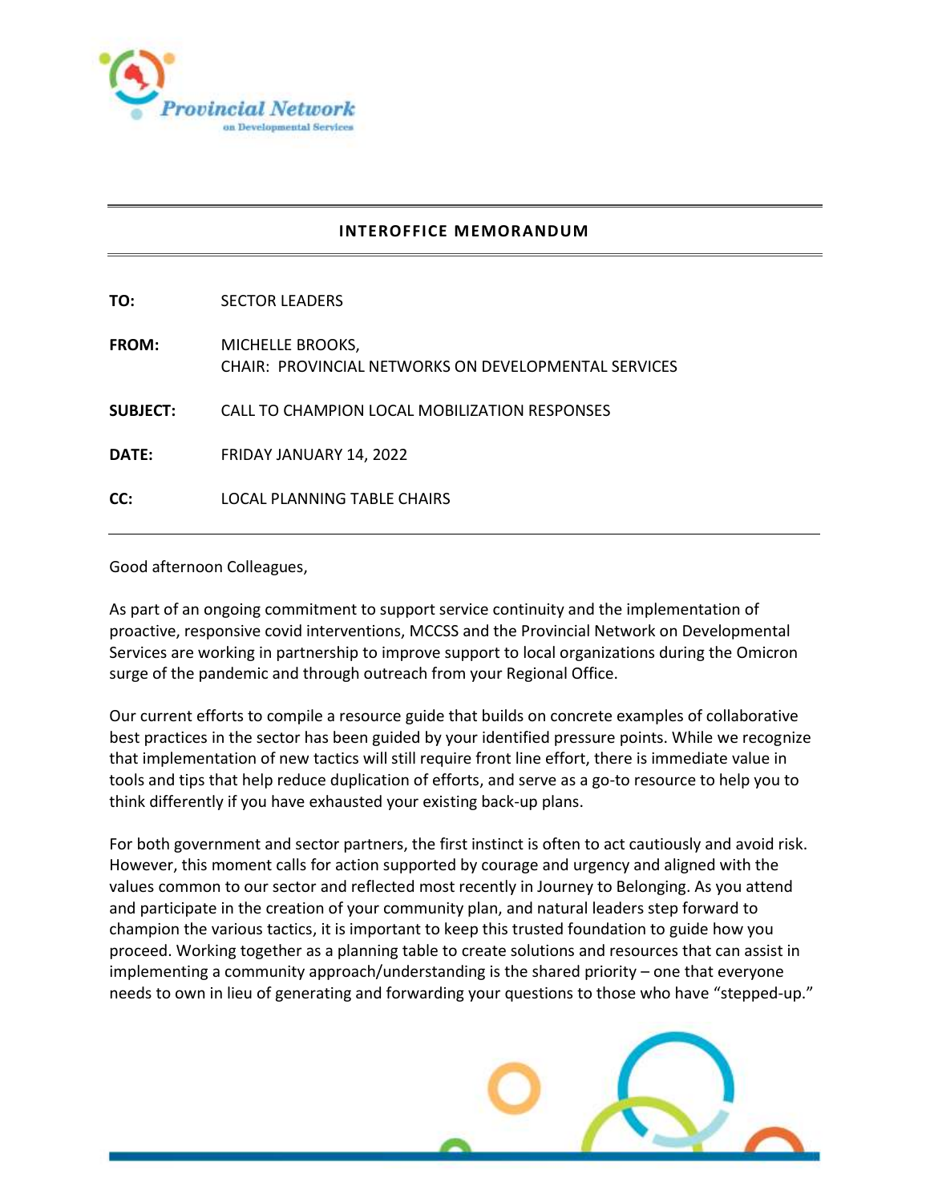Provincial Network on Developmental Services

## INTEROFFICE MEMORANDUM

**TO:** SECTOR LEADERS

**FROM:** MICHELLE BROOKS,
CHAIR: PROVINCIAL NETWORKS ON DEVELOPMENTAL SERVICES

**SUBJECT:** CALL TO CHAMPION LOCAL MOBILIZATION RESPONSES

**DATE:** FRIDAY JANUARY 14, 2022

**CC:** LOCAL PLANNING TABLE CHAIRS

---

Good afternoon Colleagues,

As part of an ongoing commitment to support service continuity and the implementation of proactive, responsive covid interventions, MCCSS and the Provincial Network on Developmental Services are working in partnership to improve support to local organizations during the Omicron surge of the pandemic and through outreach from your Regional Office.

Our current efforts to compile a resource guide that builds on concrete examples of collaborative best practices in the sector has been guided by your identified pressure points. While we recognize that implementation of new tactics will still require front line effort, there is immediate value in tools and tips that help reduce duplication of efforts, and serve as a go-to resource to help you to think differently if you have exhausted your existing back-up plans.

For both government and sector partners, the first instinct is often to act cautiously and avoid risk. However, this moment calls for action supported by courage and urgency and aligned with the values common to our sector and reflected most recently in Journey to Belonging. As you attend and participate in the creation of your community plan, and natural leaders step forward to champion the various tactics, it is important to keep this trusted foundation to guide how you proceed. Working together as a planning table to create solutions and resources that can assist in implementing a community approach/understanding is the shared priority – one that everyone needs to own in lieu of generating and forwarding your questions to those who have "stepped-up."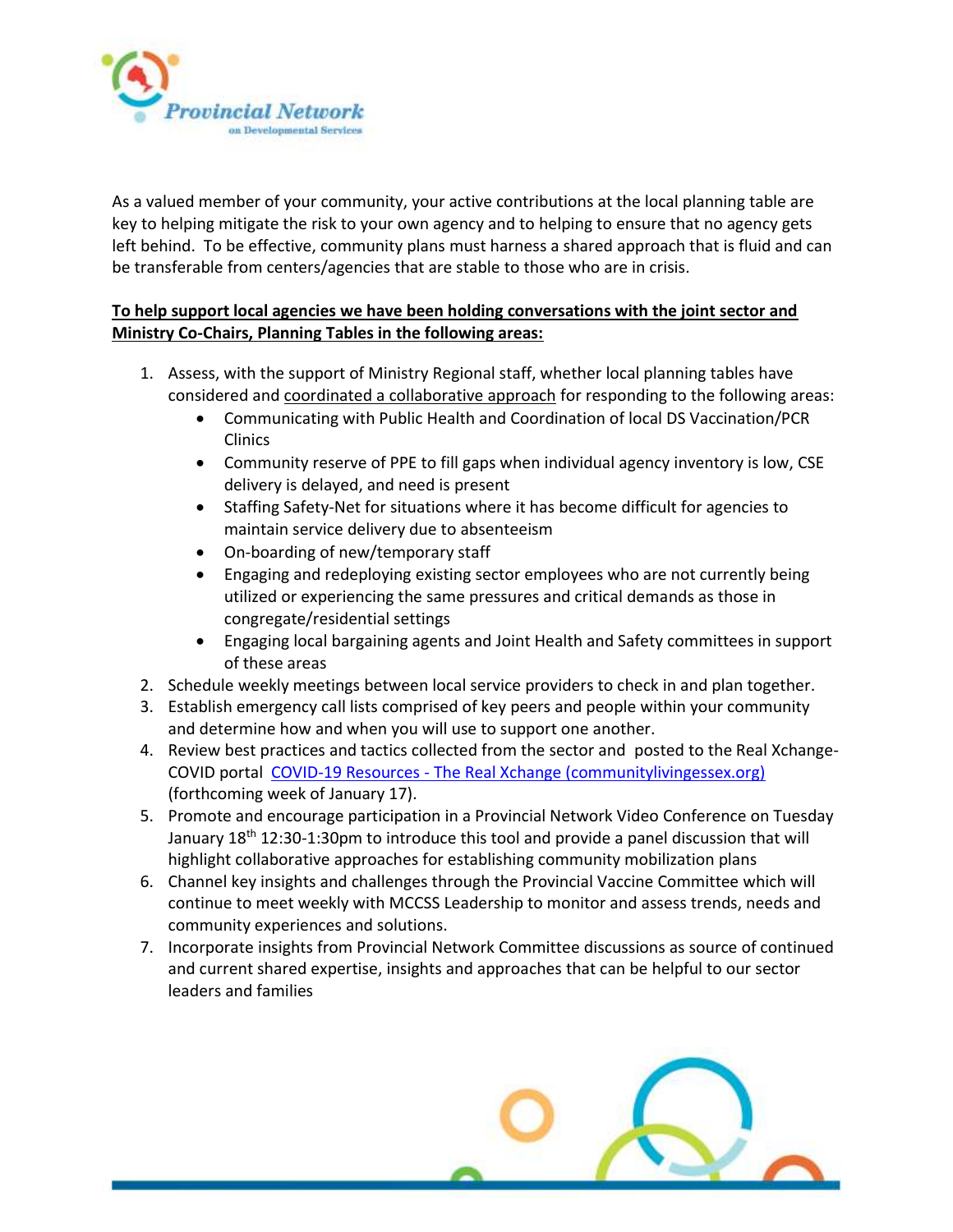As a valued member of your community, your active contributions at the local planning table are key to helping mitigate the risk to your own agency and to helping to ensure that no agency gets left behind. To be effective, community plans must harness a shared approach that is fluid and can be transferable from centers/agencies that are stable to those who are in crisis.

**To help support local agencies we have been holding conversations with the joint sector and Ministry Co-Chairs, Planning Tables in the following areas:**

1. Assess, with the support of Ministry Regional staff, whether local planning tables have considered and coordinated a collaborative approach for responding to the following areas:
   - Communicating with Public Health and Coordination of local DS Vaccination/PCR Clinics
   - Community reserve of PPE to fill gaps when individual agency inventory is low, CSE delivery is delayed, and need is present
   - Staffing Safety-Net for situations where it has become difficult for agencies to maintain service delivery due to absenteeism
   - On-boarding of new/temporary staff
   - Engaging and redeploying existing sector employees who are not currently being utilized or experiencing the same pressures and critical demands as those in congregate/residential settings
   - Engaging local bargaining agents and Joint Health and Safety committees in support of these areas
2. Schedule weekly meetings between local service providers to check in and plan together.
3. Establish emergency call lists comprised of key peers and people within your community and determine how and when you will use to support one another.
4. Review best practices and tactics collected from the sector and posted to the Real Xchange-COVID portal [COVID-19 Resources - The Real Xchange (communitylivingessex.org)](communitylivingessex.org) (forthcoming week of January 17).
5. Promote and encourage participation in a Provincial Network Video Conference on Tuesday January 18th 12:30-1:30pm to introduce this tool and provide a panel discussion that will highlight collaborative approaches for establishing community mobilization plans
6. Channel key insights and challenges through the Provincial Vaccine Committee which will continue to meet weekly with MCCSS Leadership to monitor and assess trends, needs and community experiences and solutions.
7. Incorporate insights from Provincial Network Committee discussions as source of continued and current shared expertise, insights and approaches that can be helpful to our sector leaders and families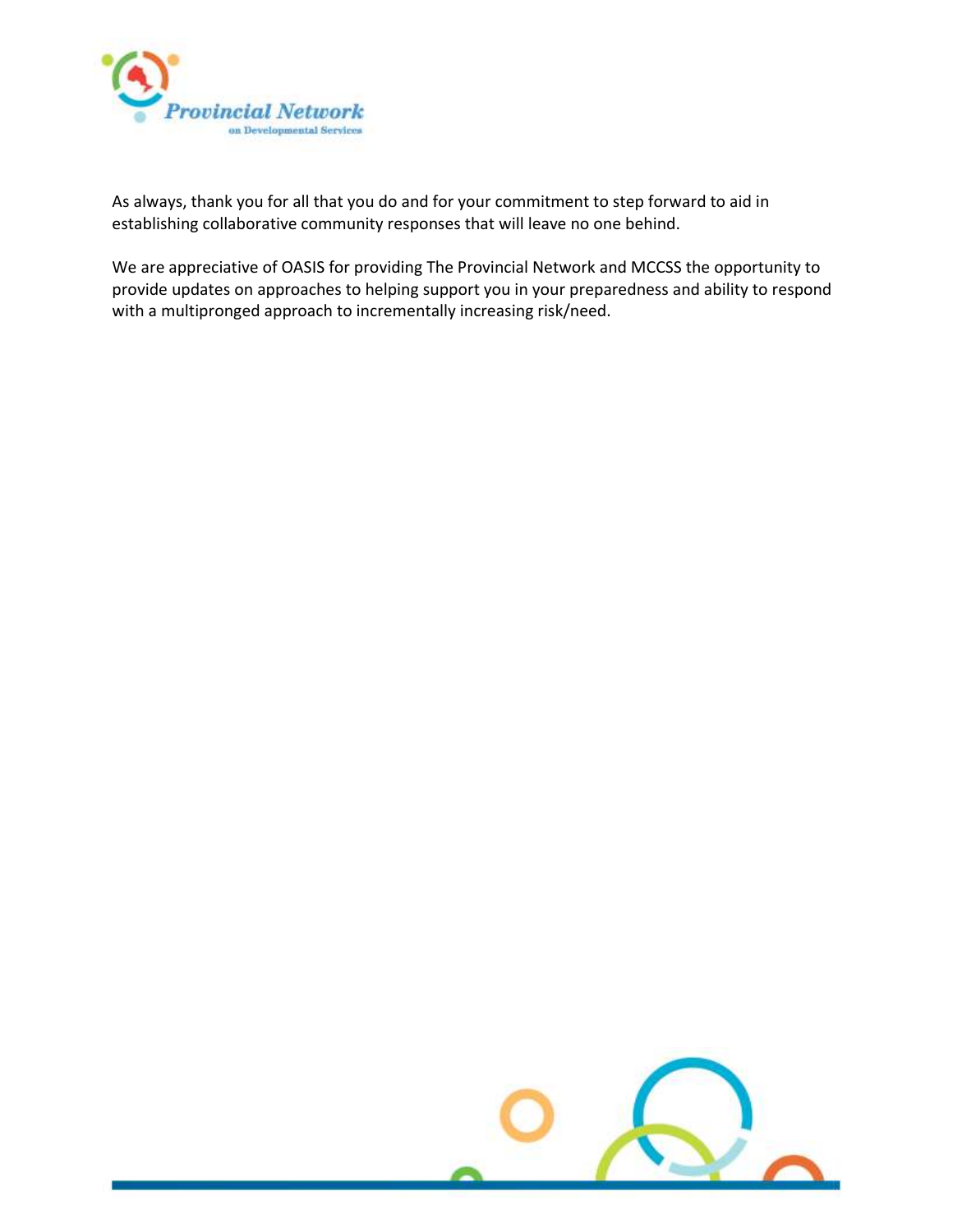As always, thank you for all that you do and for your commitment to step forward to aid in establishing collaborative community responses that will leave no one behind.

We are appreciative of OASIS for providing The Provincial Network and MCCSS the opportunity to provide updates on approaches to helping support you in your preparedness and ability to respond with a multipronged approach to incrementally increasing risk/need.